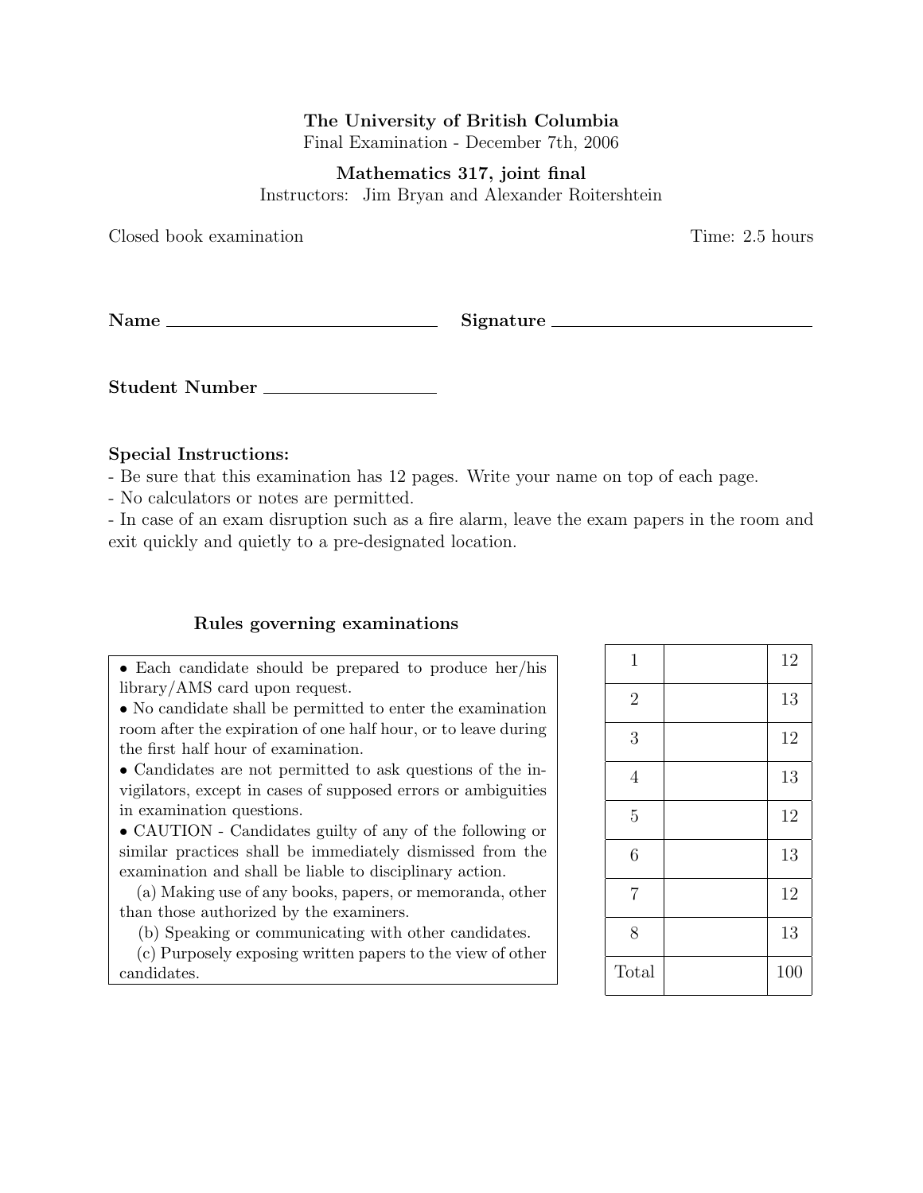**The University of British Columbia**

Final Examination - December 7th, 2006

**Mathematics 317, joint final**

Instructors: Jim Bryan and Alexander Roitershtein

Closed book examination

Time: 2.5 hours

**Name** ______________________________ **Signature** ______________________________

**Student Number** ____________________

**Special Instructions:**

- Be sure that this examination has 12 pages. Write your name on top of each page.
- No calculators or notes are permitted.
- In case of an exam disruption such as a fire alarm, leave the exam papers in the room and exit quickly and quietly to a pre-designated location.

**Rules governing examinations**

- Each candidate should be prepared to produce her/his library/AMS card upon request.
- No candidate shall be permitted to enter the examination room after the expiration of one half hour, or to leave during the first half hour of examination.
- Candidates are not permitted to ask questions of the invigilators, except in cases of supposed errors or ambiguities in examination questions.
- CAUTION - Candidates guilty of any of the following or similar practices shall be immediately dismissed from the examination and shall be liable to disciplinary action.
  - (a) Making use of any books, papers, or memoranda, other than those authorized by the examiners.
  - (b) Speaking or communicating with other candidates.
  - (c) Purposely exposing written papers to the view of other candidates.

| | | |
|---|---|---|
| 1 | | 12 |
| 2 | | 13 |
| 3 | | 12 |
| 4 | | 13 |
| 5 | | 12 |
| 6 | | 13 |
| 7 | | 12 |
| 8 | | 13 |
| Total | | 100 |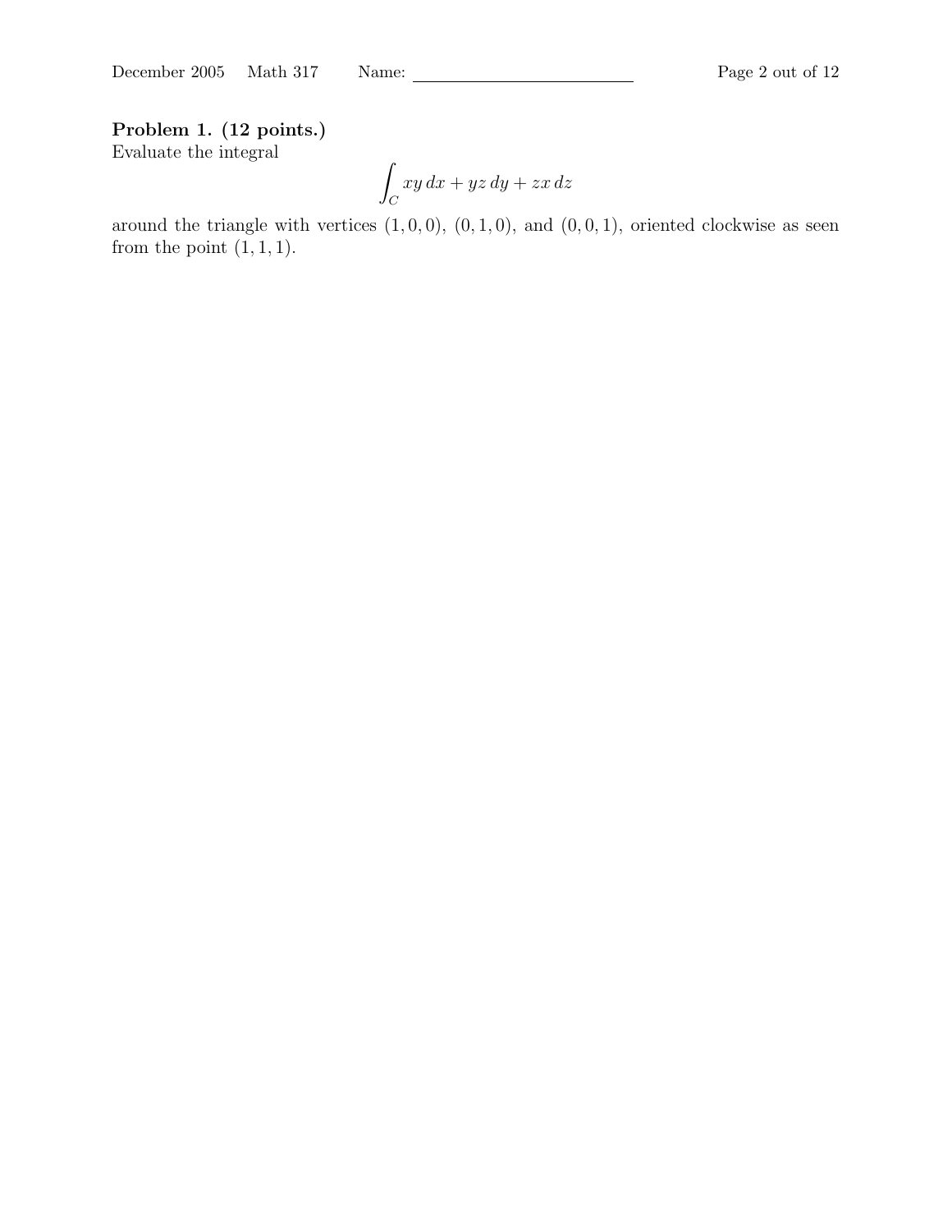**Problem 1. (12 points.)**
Evaluate the integral

$$\int_C xy\,dx + yz\,dy + zx\,dz$$

around the triangle with vertices $(1, 0, 0)$, $(0, 1, 0)$, and $(0, 0, 1)$, oriented clockwise as seen from the point $(1, 1, 1)$.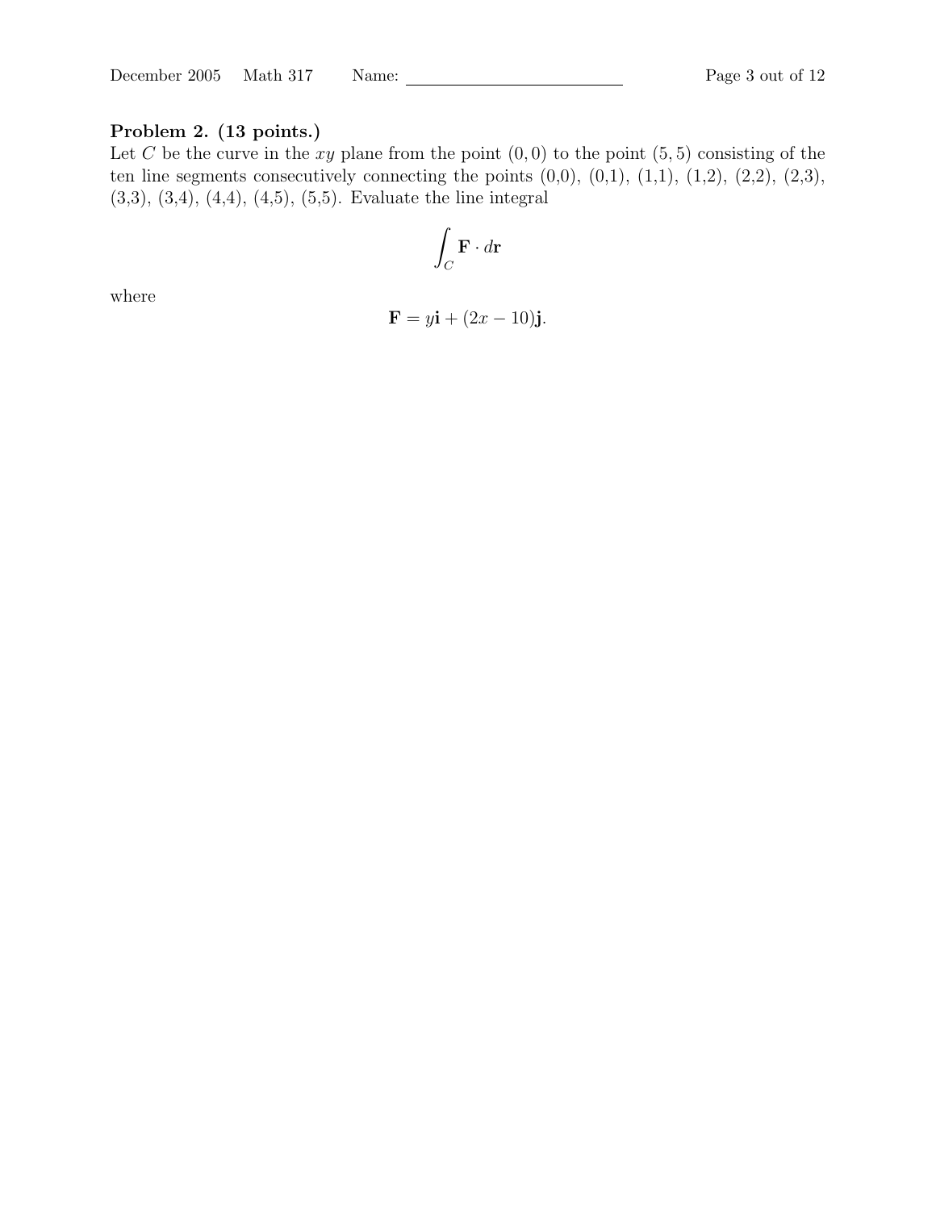**Problem 2. (13 points.)**
Let $C$ be the curve in the $xy$ plane from the point $(0,0)$ to the point $(5,5)$ consisting of the ten line segments consecutively connecting the points (0,0), (0,1), (1,1), (1,2), (2,2), (2,3), (3,3), (3,4), (4,4), (4,5), (5,5). Evaluate the line integral

$$\int_C \mathbf{F} \cdot d\mathbf{r}$$

where

$$\mathbf{F} = y\mathbf{i} + (2x - 10)\mathbf{j}.$$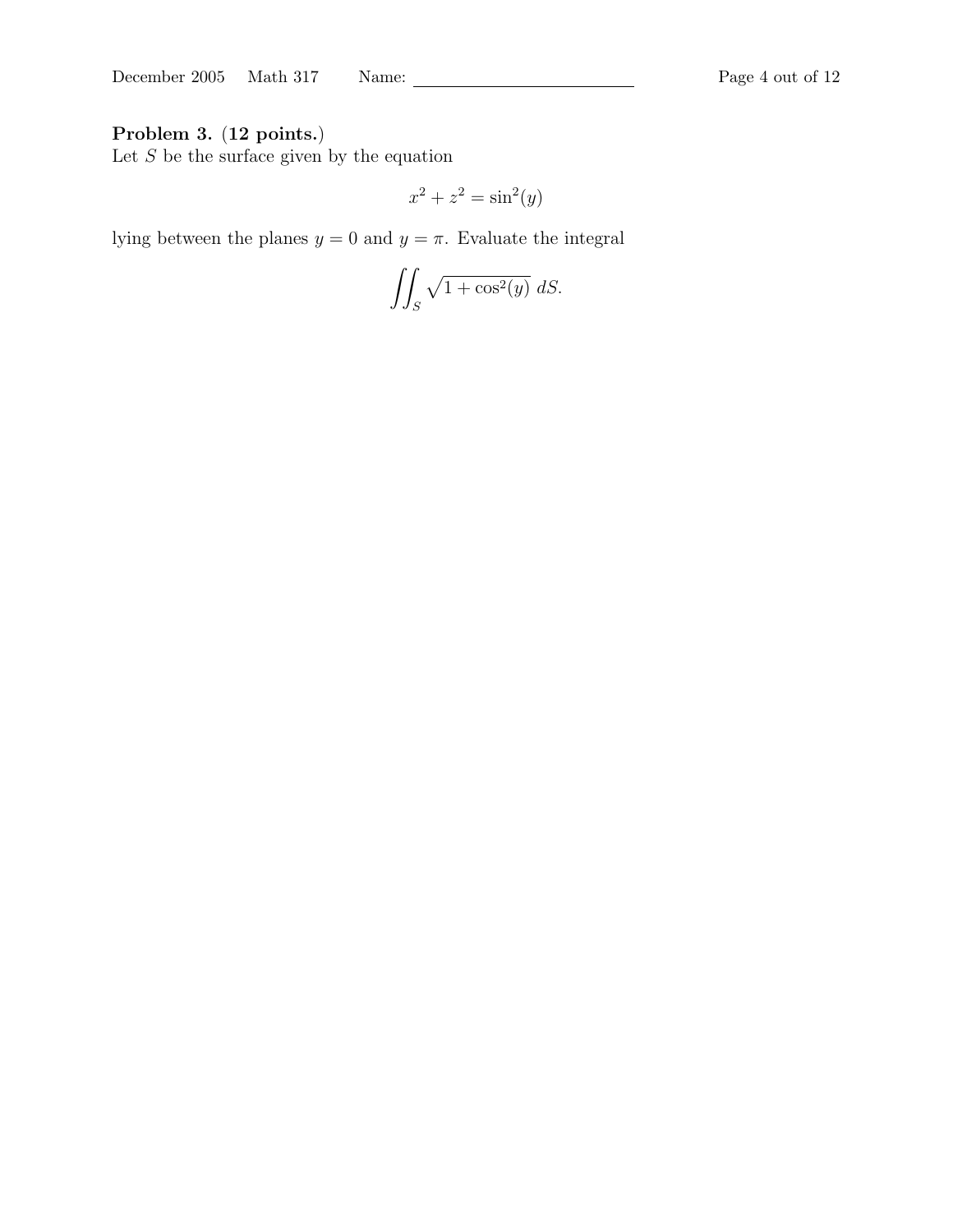**Problem 3. (12 points.)**
Let $S$ be the surface given by the equation

$$x^2 + z^2 = \sin^2(y)$$

lying between the planes $y = 0$ and $y = \pi$. Evaluate the integral

$$\iint_S \sqrt{1 + \cos^2(y)}\; dS.$$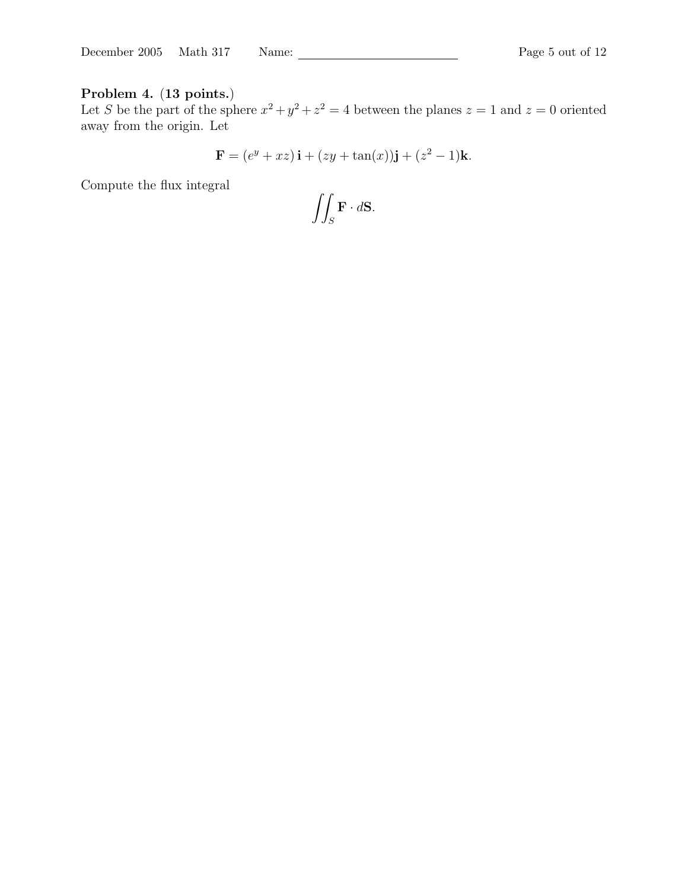**Problem 4.** (**13 points.**)
Let $S$ be the part of the sphere $x^2 + y^2 + z^2 = 4$ between the planes $z = 1$ and $z = 0$ oriented away from the origin. Let

$$\mathbf{F} = (e^y + xz)\,\mathbf{i} + (zy + \tan(x))\mathbf{j} + (z^2 - 1)\mathbf{k}.$$

Compute the flux integral

$$\iint_S \mathbf{F} \cdot d\mathbf{S}.$$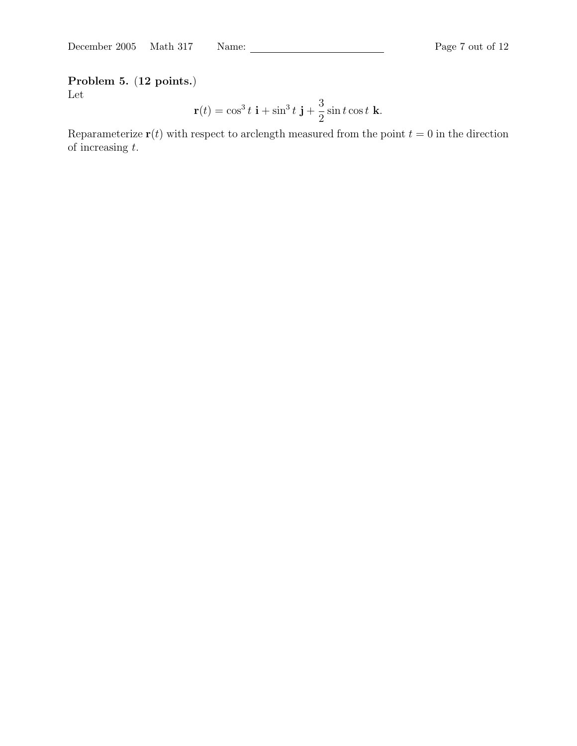**Problem 5.** (**12 points.**)
Let

$$\mathbf{r}(t) = \cos^3 t \ \mathbf{i} + \sin^3 t \ \mathbf{j} + \frac{3}{2} \sin t \cos t \ \mathbf{k}.$$

Reparameterize $\mathbf{r}(t)$ with respect to arclength measured from the point $t = 0$ in the direction of increasing $t$.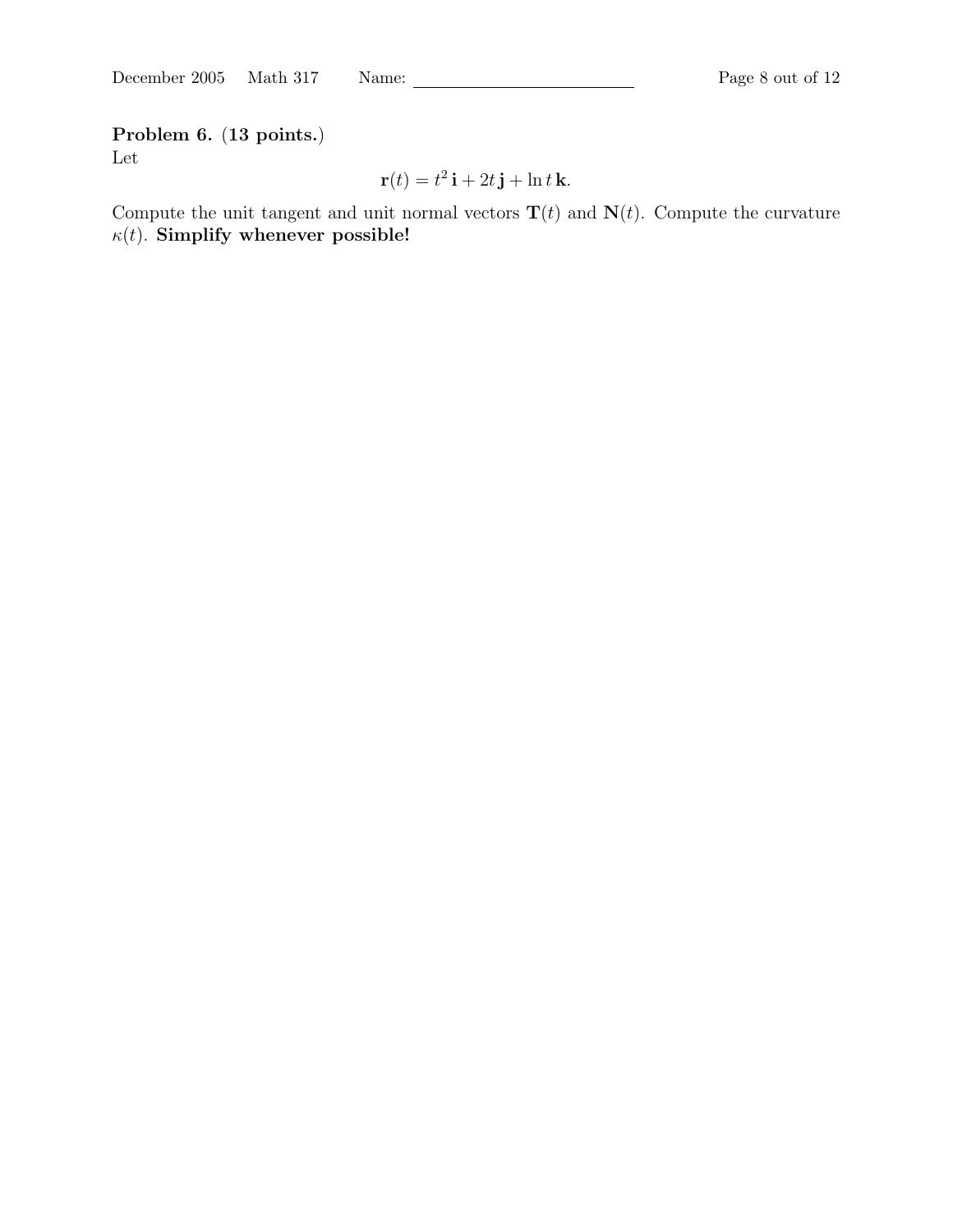**Problem 6.** (**13 points.**)
Let

$$\mathbf{r}(t) = t^2\,\mathbf{i} + 2t\,\mathbf{j} + \ln t\,\mathbf{k}.$$

Compute the unit tangent and unit normal vectors $\mathbf{T}(t)$ and $\mathbf{N}(t)$. Compute the curvature $\kappa(t)$. **Simplify whenever possible!**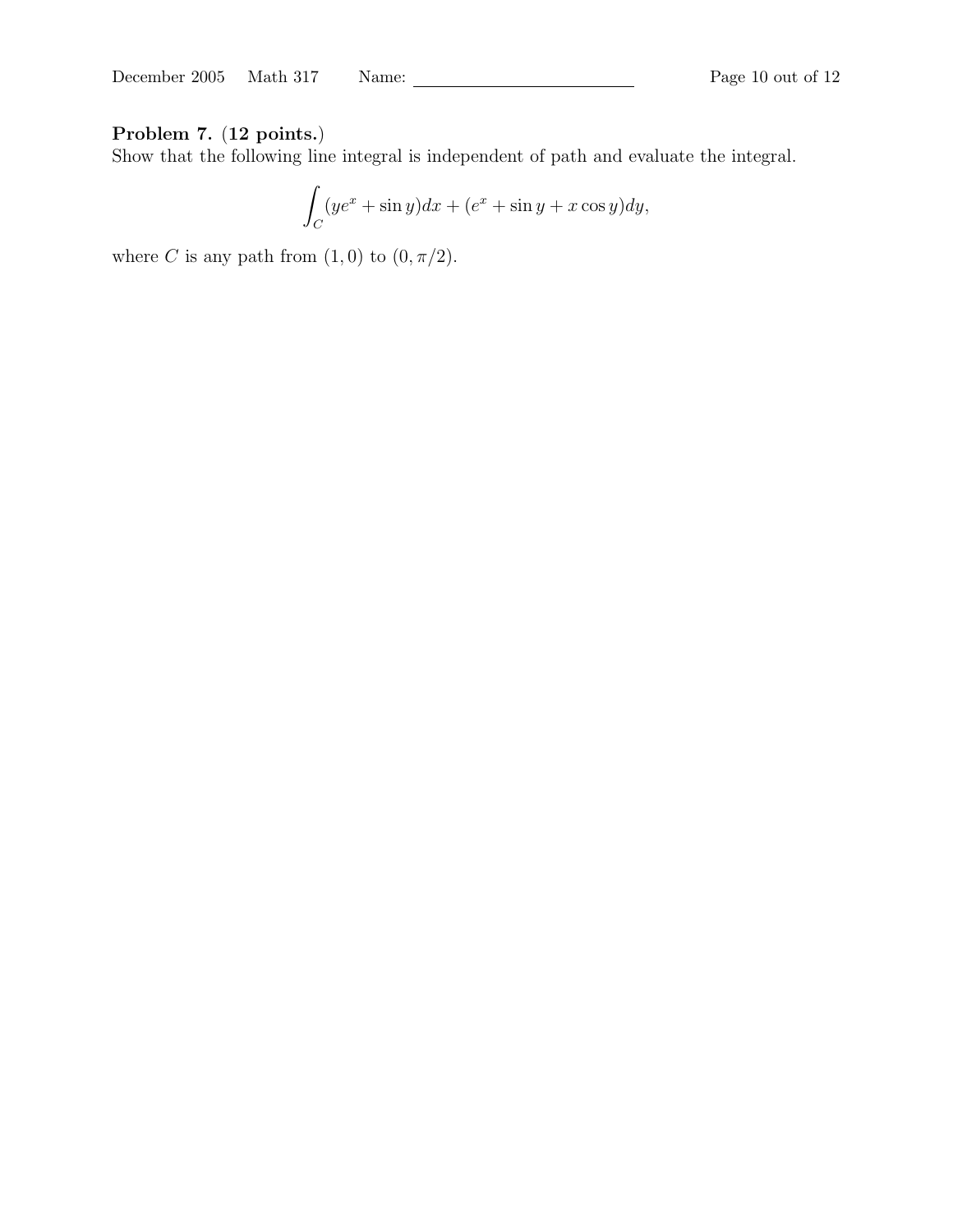**Problem 7. (12 points.)**
Show that the following line integral is independent of path and evaluate the integral.

$$\int_C (ye^x + \sin y)dx + (e^x + \sin y + x\cos y)dy,$$

where $C$ is any path from $(1, 0)$ to $(0, \pi/2)$.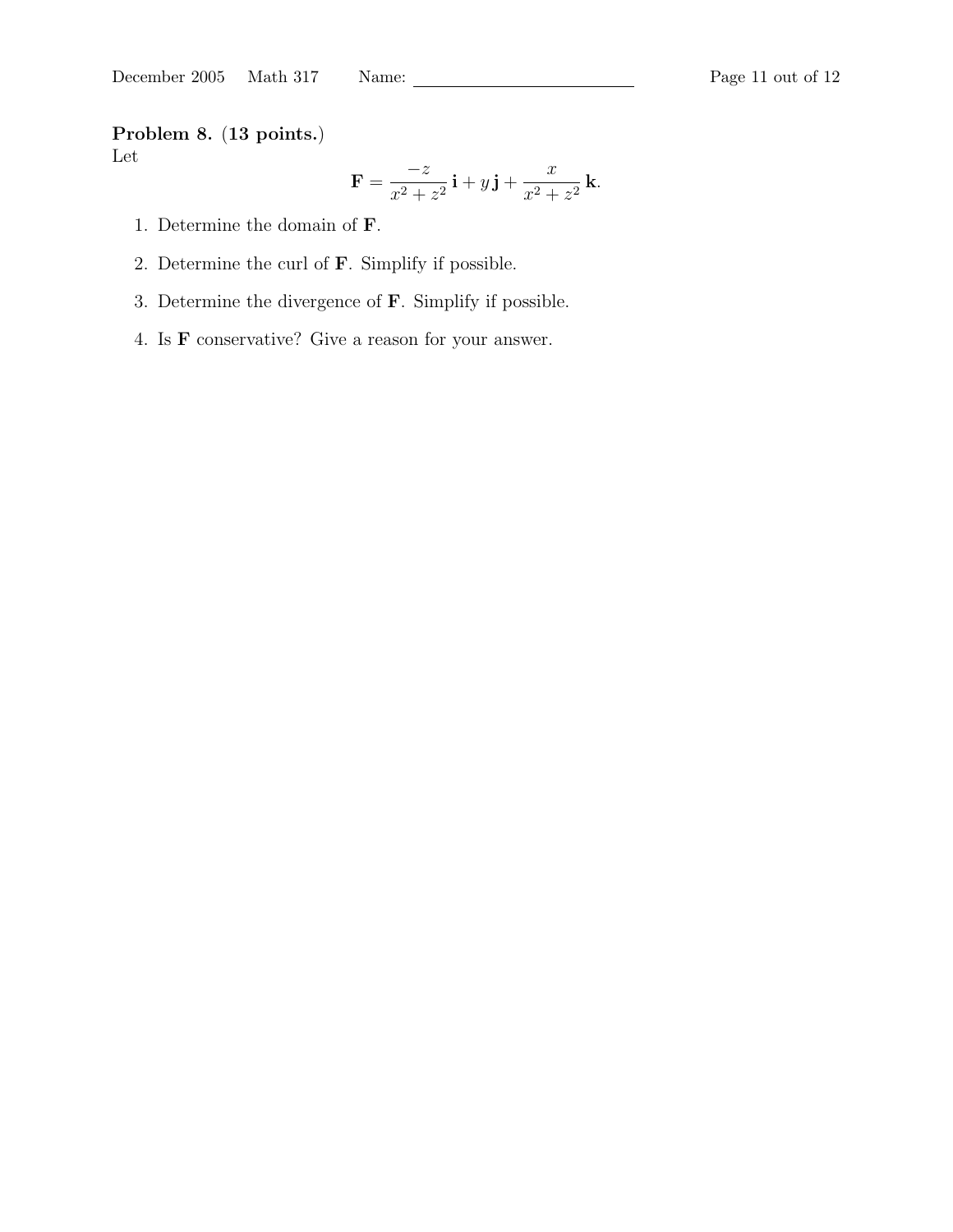**Problem 8.** (**13 points.**)
Let

$$\mathbf{F} = \frac{-z}{x^2 + z^2}\,\mathbf{i} + y\,\mathbf{j} + \frac{x}{x^2 + z^2}\,\mathbf{k}.$$

1. Determine the domain of $\mathbf{F}$.
2. Determine the curl of $\mathbf{F}$. Simplify if possible.
3. Determine the divergence of $\mathbf{F}$. Simplify if possible.
4. Is $\mathbf{F}$ conservative? Give a reason for your answer.